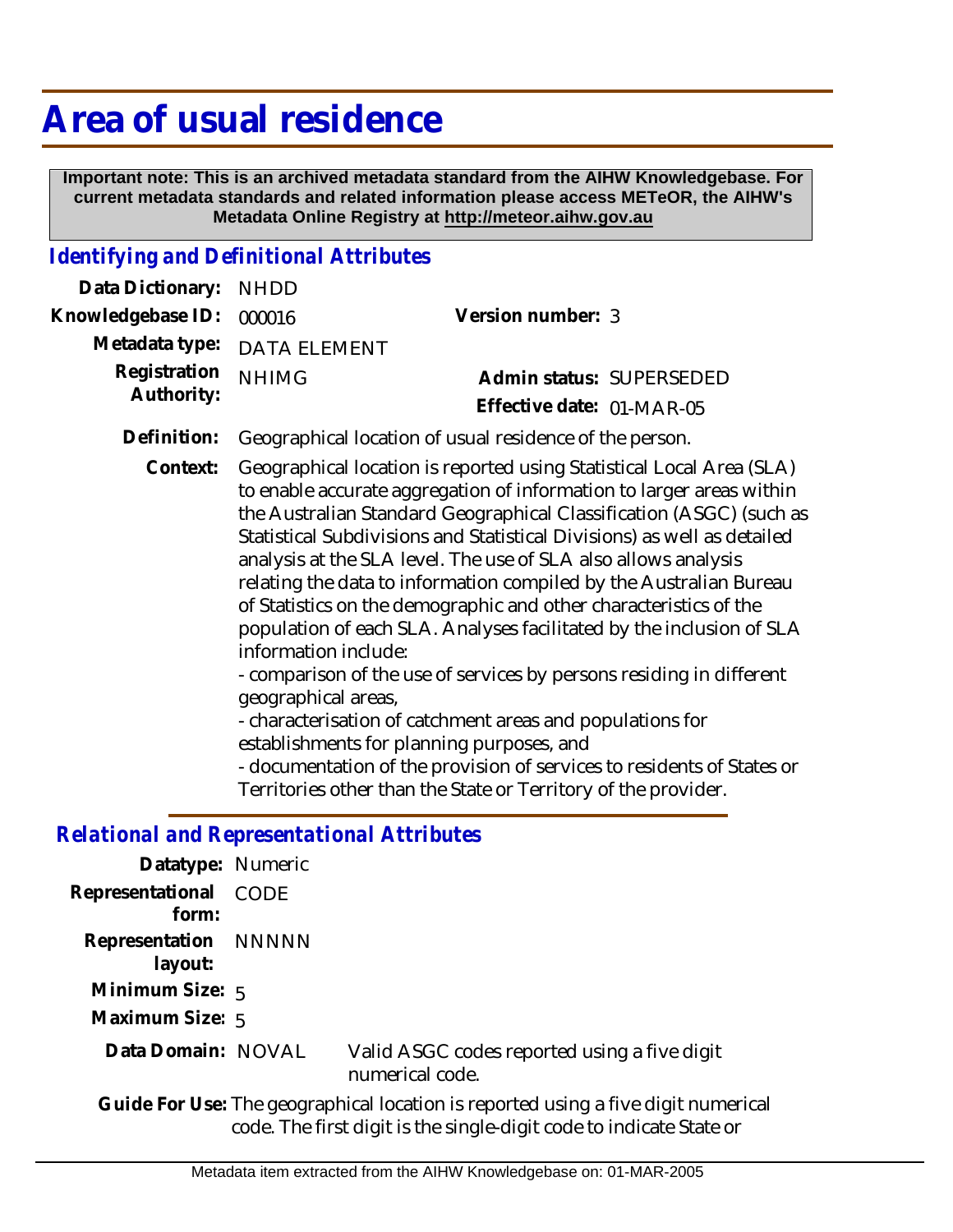# Area of usual residence

**Important note: This is an archived metadata standard from the AIHW Knowledgebase. For current metadata standards and related information please access METeOR, the AIHW's Metadata Online Registry at http://meteor.aihw.gov.au**

## *Identifying and Definitional Attributes*

**Data Dictionary:** NHDD

**Knowledgebase ID:** 000016

**Version number:** 3

**Metadata type:** DATA ELEMENT

**Registration Authority:** NHIMG

**Admin status:** SUPERSEDED

**Effective date:** 01-MAR-05

**Definition:** Geographical location of usual residence of the person.

**Context:** Geographical location is reported using Statistical Local Area (SLA) to enable accurate aggregation of information to larger areas within the Australian Standard Geographical Classification (ASGC) (such as Statistical Subdivisions and Statistical Divisions) as well as detailed analysis at the SLA level. The use of SLA also allows analysis relating the data to information compiled by the Australian Bureau of Statistics on the demographic and other characteristics of the population of each SLA. Analyses facilitated by the inclusion of SLA information include:

- comparison of the use of services by persons residing in different geographical areas,
- characterisation of catchment areas and populations for establishments for planning purposes, and
- documentation of the provision of services to residents of States or Territories other than the State or Territory of the provider.

## *Relational and Representational Attributes*

**Datatype:** Numeric

**Representational form:** CODE

**Representation layout:** NNNNN

**Minimum Size:** 5

**Maximum Size:** 5

**Data Domain:** NOVAL — Valid ASGC codes reported using a five digit numerical code.

**Guide For Use:** The geographical location is reported using a five digit numerical code. The first digit is the single-digit code to indicate State or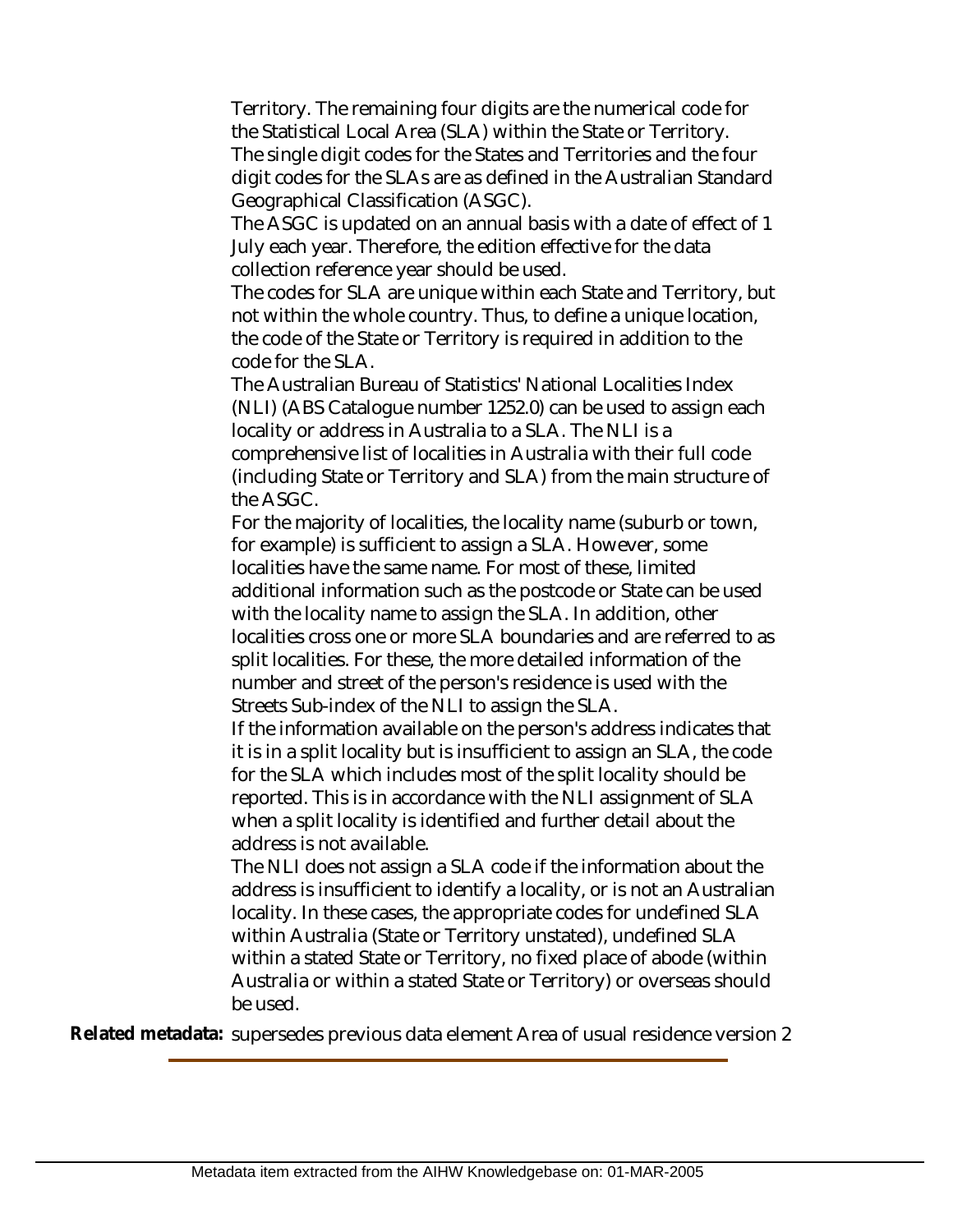Territory. The remaining four digits are the numerical code for the Statistical Local Area (SLA) within the State or Territory. The single digit codes for the States and Territories and the four digit codes for the SLAs are as defined in the Australian Standard Geographical Classification (ASGC).

The ASGC is updated on an annual basis with a date of effect of 1 July each year. Therefore, the edition effective for the data collection reference year should be used.

The codes for SLA are unique within each State and Territory, but not within the whole country. Thus, to define a unique location, the code of the State or Territory is required in addition to the code for the SLA.

The Australian Bureau of Statistics' National Localities Index (NLI) (ABS Catalogue number 1252.0) can be used to assign each locality or address in Australia to a SLA. The NLI is a comprehensive list of localities in Australia with their full code (including State or Territory and SLA) from the main structure of the ASGC.

For the majority of localities, the locality name (suburb or town, for example) is sufficient to assign a SLA. However, some localities have the same name. For most of these, limited additional information such as the postcode or State can be used with the locality name to assign the SLA. In addition, other localities cross one or more SLA boundaries and are referred to as split localities. For these, the more detailed information of the number and street of the person's residence is used with the Streets Sub-index of the NLI to assign the SLA.

If the information available on the person's address indicates that it is in a split locality but is insufficient to assign an SLA, the code for the SLA which includes most of the split locality should be reported. This is in accordance with the NLI assignment of SLA when a split locality is identified and further detail about the address is not available.

The NLI does not assign a SLA code if the information about the address is insufficient to identify a locality, or is not an Australian locality. In these cases, the appropriate codes for undefined SLA within Australia (State or Territory unstated), undefined SLA within a stated State or Territory, no fixed place of abode (within Australia or within a stated State or Territory) or overseas should be used.

**Related metadata:** supersedes previous data element Area of usual residence version 2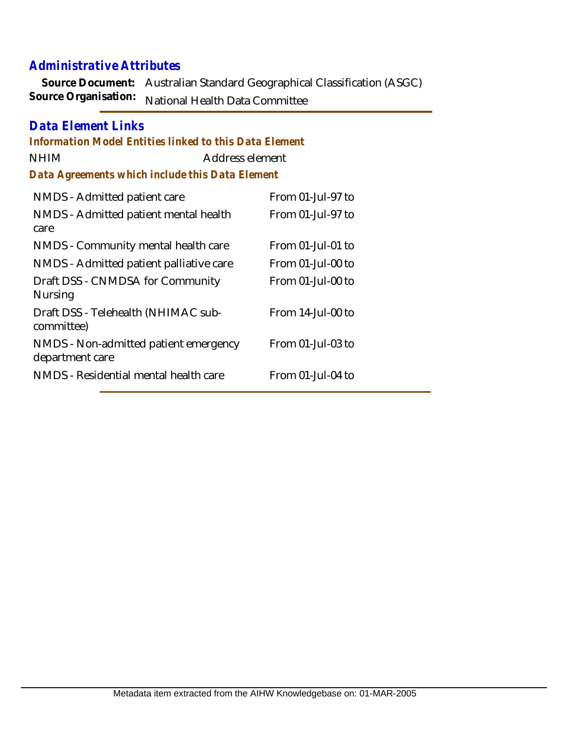## Administrative Attributes

**Source Document:** Australian Standard Geographical Classification (ASGC)
**Source Organisation:** National Health Data Committee

## Data Element Links

### *Information Model Entities linked to this Data Element*

| | |
|---|---|
| NHIM | Address element |

### *Data Agreements which include this Data Element*

| | |
|---|---|
| NMDS - Admitted patient care | From 01-Jul-97 to |
| NMDS - Admitted patient mental health care | From 01-Jul-97 to |
| NMDS - Community mental health care | From 01-Jul-01 to |
| NMDS - Admitted patient palliative care | From 01-Jul-00 to |
| Draft DSS - CNMDSA for Community Nursing | From 01-Jul-00 to |
| Draft DSS - Telehealth (NHIMAC sub-committee) | From 14-Jul-00 to |
| NMDS - Non-admitted patient emergency department care | From 01-Jul-03 to |
| NMDS - Residential mental health care | From 01-Jul-04 to |

Metadata item extracted from the AIHW Knowledgebase on: 01-MAR-2005